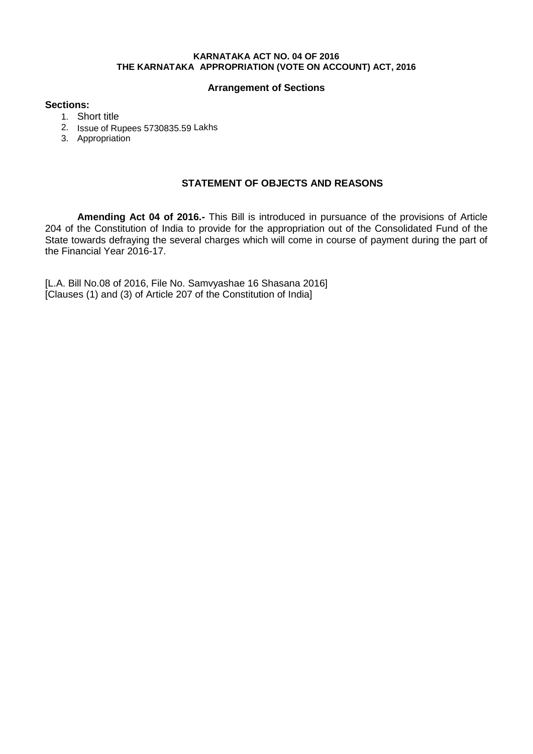**KARNATAKA ACT NO. 04 OF 2016**
**THE KARNATAKA APPROPRIATION (VOTE ON ACCOUNT) ACT, 2016**

### Arrangement of Sections

**Sections:**

1. Short title
2. Issue of Rupees 5730835.59 Lakhs
3. Appropriation

### STATEMENT OF OBJECTS AND REASONS

**Amending Act 04 of 2016.-** This Bill is introduced in pursuance of the provisions of Article 204 of the Constitution of India to provide for the appropriation out of the Consolidated Fund of the State towards defraying the several charges which will come in course of payment during the part of the Financial Year 2016-17.

[L.A. Bill No.08 of 2016, File No. Samvyashae 16 Shasana 2016]
[Clauses (1) and (3) of Article 207 of the Constitution of India]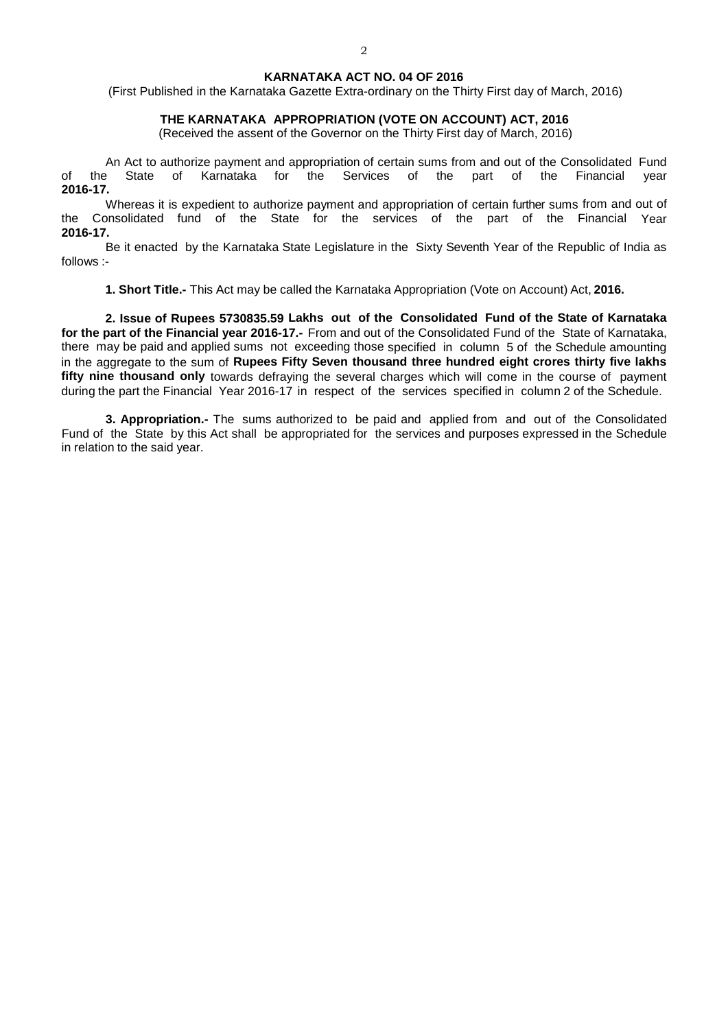**KARNATAKA ACT NO. 04 OF 2016**

(First Published in the Karnataka Gazette Extra-ordinary on the Thirty First day of March, 2016)

**THE KARNATAKA APPROPRIATION (VOTE ON ACCOUNT) ACT, 2016**

(Received the assent of the Governor on the Thirty First day of March, 2016)

An Act to authorize payment and appropriation of certain sums from and out of the Consolidated Fund of the State of Karnataka for the Services of the part of the Financial year **2016-17.**

Whereas it is expedient to authorize payment and appropriation of certain further sums from and out of the Consolidated fund of the State for the services of the part of the Financial Year **2016-17.**

Be it enacted by the Karnataka State Legislature in the Sixty Seventh Year of the Republic of India as follows :-

**1. Short Title.-** This Act may be called the Karnataka Appropriation (Vote on Account) Act, **2016.**

**2. Issue of Rupees 5730835.59 Lakhs out of the Consolidated Fund of the State of Karnataka for the part of the Financial year 2016-17.-** From and out of the Consolidated Fund of the State of Karnataka, there may be paid and applied sums not exceeding those specified in column 5 of the Schedule amounting in the aggregate to the sum of **Rupees Fifty Seven thousand three hundred eight crores thirty five lakhs fifty nine thousand only** towards defraying the several charges which will come in the course of payment during the part the Financial Year 2016-17 in respect of the services specified in column 2 of the Schedule.

**3. Appropriation.-** The sums authorized to be paid and applied from and out of the Consolidated Fund of the State by this Act shall be appropriated for the services and purposes expressed in the Schedule in relation to the said year.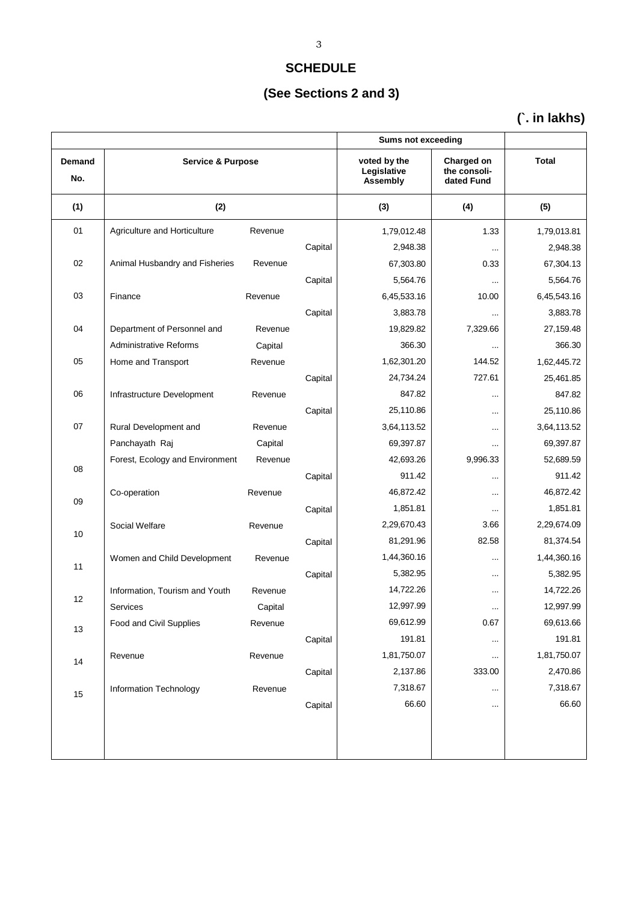## SCHEDULE

## (See Sections 2 and 3)

### (`. in lakhs)

| Demand No. | Service & Purpose | | | Sums not exceeding voted by the Legislative Assembly | Charged on the consoli-dated Fund | Total |
|---|---|---|---|---|---|---|
| (1) | (2) | | | (3) | (4) | (5) |
| 01 | Agriculture and Horticulture | Revenue | | 1,79,012.48 | 1.33 | 1,79,013.81 |
| | | | Capital | 2,948.38 | ... | 2,948.38 |
| 02 | Animal Husbandry and Fisheries | Revenue | | 67,303.80 | 0.33 | 67,304.13 |
| | | | Capital | 5,564.76 | ... | 5,564.76 |
| 03 | Finance | Revenue | | 6,45,533.16 | 10.00 | 6,45,543.16 |
| | | | Capital | 3,883.78 | ... | 3,883.78 |
| 04 | Department of Personnel and | Revenue | | 19,829.82 | 7,329.66 | 27,159.48 |
| | Administrative Reforms | Capital | | 366.30 | ... | 366.30 |
| 05 | Home and Transport | Revenue | | 1,62,301.20 | 144.52 | 1,62,445.72 |
| | | | Capital | 24,734.24 | 727.61 | 25,461.85 |
| 06 | Infrastructure Development | Revenue | | 847.82 | ... | 847.82 |
| | | | Capital | 25,110.86 | ... | 25,110.86 |
| 07 | Rural Development and | Revenue | | 3,64,113.52 | ... | 3,64,113.52 |
| | Panchayath Raj | Capital | | 69,397.87 | ... | 69,397.87 |
| 08 | Forest, Ecology and Environment | Revenue | | 42,693.26 | 9,996.33 | 52,689.59 |
| | | | Capital | 911.42 | ... | 911.42 |
| 09 | Co-operation | Revenue | | 46,872.42 | ... | 46,872.42 |
| | | | Capital | 1,851.81 | ... | 1,851.81 |
| 10 | Social Welfare | Revenue | | 2,29,670.43 | 3.66 | 2,29,674.09 |
| | | | Capital | 81,291.96 | 82.58 | 81,374.54 |
| 11 | Women and Child Development | Revenue | | 1,44,360.16 | ... | 1,44,360.16 |
| | | | Capital | 5,382.95 | ... | 5,382.95 |
| 12 | Information, Tourism and Youth | Revenue | | 14,722.26 | ... | 14,722.26 |
| | Services | Capital | | 12,997.99 | ... | 12,997.99 |
| 13 | Food and Civil Supplies | Revenue | | 69,612.99 | 0.67 | 69,613.66 |
| | | | Capital | 191.81 | ... | 191.81 |
| 14 | Revenue | Revenue | | 1,81,750.07 | ... | 1,81,750.07 |
| | | | Capital | 2,137.86 | 333.00 | 2,470.86 |
| 15 | Information Technology | Revenue | | 7,318.67 | ... | 7,318.67 |
| | | | Capital | 66.60 | ... | 66.60 |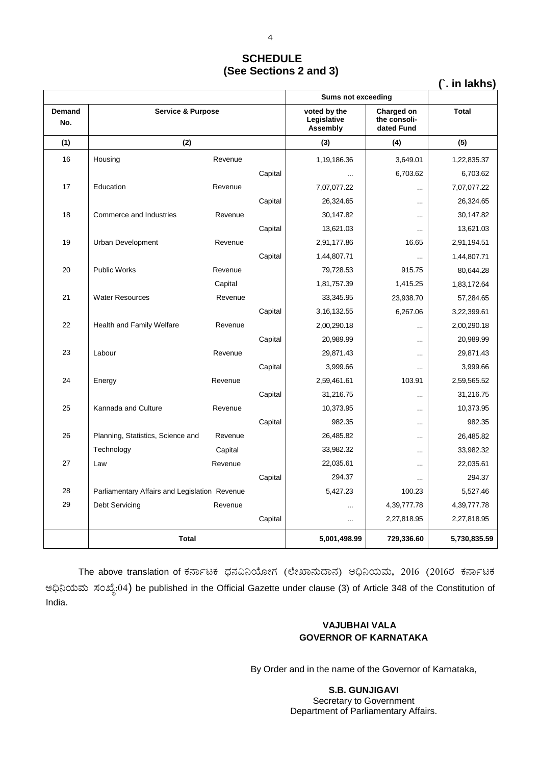# SCHEDULE
## (See Sections 2 and 3)

**(`. in lakhs)**

| | | | Sums not exceeding | | |
|---|---|---|---|---|---|
| **Demand No.** | **Service & Purpose** | | **voted by the Legislative Assembly** | **Charged on the consoli-dated Fund** | **Total** |
| **(1)** | **(2)** | | **(3)** | **(4)** | **(5)** |
| 16 | Housing | Revenue | 1,19,186.36 | 3,649.01 | 1,22,835.37 |
| | | Capital | ... | 6,703.62 | 6,703.62 |
| 17 | Education | Revenue | 7,07,077.22 | ... | 7,07,077.22 |
| | | Capital | 26,324.65 | ... | 26,324.65 |
| 18 | Commerce and Industries | Revenue | 30,147.82 | ... | 30,147.82 |
| | | Capital | 13,621.03 | ... | 13,621.03 |
| 19 | Urban Development | Revenue | 2,91,177.86 | 16.65 | 2,91,194.51 |
| | | Capital | 1,44,807.71 | ... | 1,44,807.71 |
| 20 | Public Works | Revenue | 79,728.53 | 915.75 | 80,644.28 |
| | | Capital | 1,81,757.39 | 1,415.25 | 1,83,172.64 |
| 21 | Water Resources | Revenue | 33,345.95 | 23,938.70 | 57,284.65 |
| | | Capital | 3,16,132.55 | 6,267.06 | 3,22,399.61 |
| 22 | Health and Family Welfare | Revenue | 2,00,290.18 | ... | 2,00,290.18 |
| | | Capital | 20,989.99 | ... | 20,989.99 |
| 23 | Labour | Revenue | 29,871.43 | ... | 29,871.43 |
| | | Capital | 3,999.66 | ... | 3,999.66 |
| 24 | Energy | Revenue | 2,59,461.61 | 103.91 | 2,59,565.52 |
| | | Capital | 31,216.75 | ... | 31,216.75 |
| 25 | Kannada and Culture | Revenue | 10,373.95 | ... | 10,373.95 |
| | | Capital | 982.35 | ... | 982.35 |
| 26 | Planning, Statistics, Science and | Revenue | 26,485.82 | ... | 26,485.82 |
| | Technology | Capital | 33,982.32 | ... | 33,982.32 |
| 27 | Law | Revenue | 22,035.61 | ... | 22,035.61 |
| | | Capital | 294.37 | ... | 294.37 |
| 28 | Parliamentary Affairs and Legislation | Revenue | 5,427.23 | 100.23 | 5,527.46 |
| 29 | Debt Servicing | Revenue | ... | 4,39,777.78 | 4,39,777.78 |
| | | Capital | ... | 2,27,818.95 | 2,27,818.95 |
| | **Total** | | **5,001,498.99** | **729,336.60** | **5,730,835.59** |

The above translation of ಕರ್ನಾಟಕ ಧನವಿನಿಯೋಗ (ಲೇಖಾನುದಾನ) ಅಧಿನಿಯಮ, 2016 (2016ರ ಕರ್ನಾಟಕ ಅಧಿನಿಯಮ ಸಂಖ್ಯೆ:04) be published in the Official Gazette under clause (3) of Article 348 of the Constitution of India.

**VAJUBHAI VALA**
**GOVERNOR OF KARNATAKA**

By Order and in the name of the Governor of Karnataka,

**S.B. GUNJIGAVI**
Secretary to Government
Department of Parliamentary Affairs.